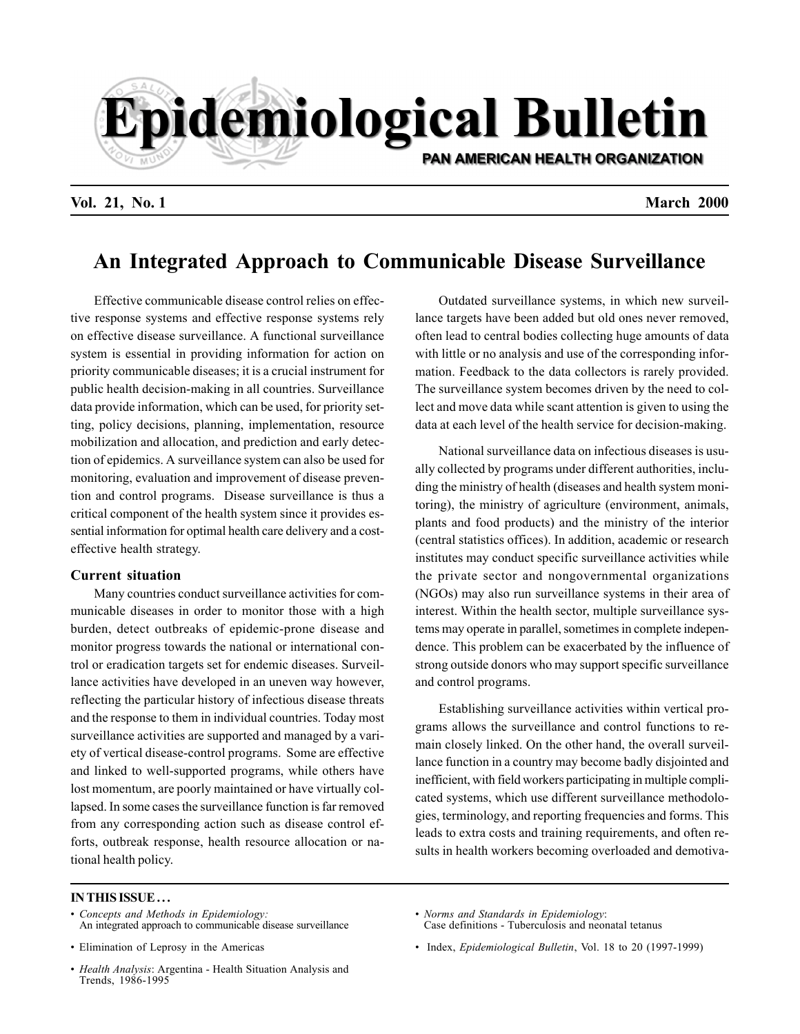# Epidemiological Bulletin

**PAN AMERICAN HEALTH ORGANIZATION**

**Vol. 21, No. 1** **March 2000**

## An Integrated Approach to Communicable Disease Surveillance

Effective communicable disease control relies on effective response systems and effective response systems rely on effective disease surveillance. A functional surveillance system is essential in providing information for action on priority communicable diseases; it is a crucial instrument for public health decision-making in all countries. Surveillance data provide information, which can be used, for priority setting, policy decisions, planning, implementation, resource mobilization and allocation, and prediction and early detection of epidemics. A surveillance system can also be used for monitoring, evaluation and improvement of disease prevention and control programs. Disease surveillance is thus a critical component of the health system since it provides essential information for optimal health care delivery and a cost-effective health strategy.

### Current situation

Many countries conduct surveillance activities for communicable diseases in order to monitor those with a high burden, detect outbreaks of epidemic-prone disease and monitor progress towards the national or international control or eradication targets set for endemic diseases. Surveillance activities have developed in an uneven way however, reflecting the particular history of infectious disease threats and the response to them in individual countries. Today most surveillance activities are supported and managed by a variety of vertical disease-control programs. Some are effective and linked to well-supported programs, while others have lost momentum, are poorly maintained or have virtually collapsed. In some cases the surveillance function is far removed from any corresponding action such as disease control efforts, outbreak response, health resource allocation or national health policy.

Outdated surveillance systems, in which new surveillance targets have been added but old ones never removed, often lead to central bodies collecting huge amounts of data with little or no analysis and use of the corresponding information. Feedback to the data collectors is rarely provided. The surveillance system becomes driven by the need to collect and move data while scant attention is given to using the data at each level of the health service for decision-making.

National surveillance data on infectious diseases is usually collected by programs under different authorities, including the ministry of health (diseases and health system monitoring), the ministry of agriculture (environment, animals, plants and food products) and the ministry of the interior (central statistics offices). In addition, academic or research institutes may conduct specific surveillance activities while the private sector and nongovernmental organizations (NGOs) may also run surveillance systems in their area of interest. Within the health sector, multiple surveillance systems may operate in parallel, sometimes in complete independence. This problem can be exacerbated by the influence of strong outside donors who may support specific surveillance and control programs.

Establishing surveillance activities within vertical programs allows the surveillance and control functions to remain closely linked. On the other hand, the overall surveillance function in a country may become badly disjointed and inefficient, with field workers participating in multiple complicated systems, which use different surveillance methodologies, terminology, and reporting frequencies and forms. This leads to extra costs and training requirements, and often results in health workers becoming overloaded and demotiva-

---

**IN THIS ISSUE . . .**

- *Concepts and Methods in Epidemiology:* An integrated approach to communicable disease surveillance
- Elimination of Leprosy in the Americas
- *Health Analysis*: Argentina - Health Situation Analysis and Trends, 1986-1995
- *Norms and Standards in Epidemiology*: Case definitions - Tuberculosis and neonatal tetanus
- Index, *Epidemiological Bulletin*, Vol. 18 to 20 (1997-1999)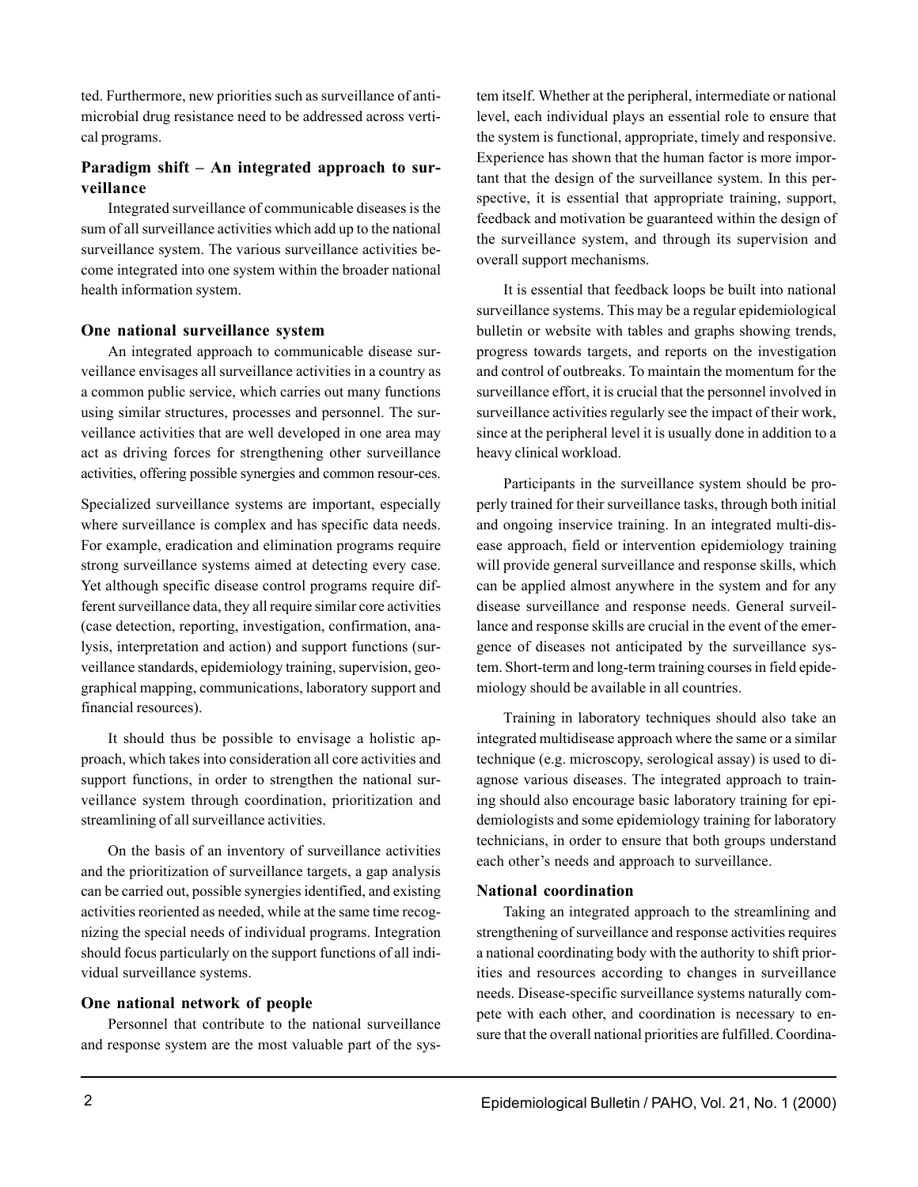ted. Furthermore, new priorities such as surveillance of antimicrobial drug resistance need to be addressed across vertical programs.

## Paradigm shift – An integrated approach to surveillance

Integrated surveillance of communicable diseases is the sum of all surveillance activities which add up to the national surveillance system. The various surveillance activities become integrated into one system within the broader national health information system.

### One national surveillance system

An integrated approach to communicable disease surveillance envisages all surveillance activities in a country as a common public service, which carries out many functions using similar structures, processes and personnel. The surveillance activities that are well developed in one area may act as driving forces for strengthening other surveillance activities, offering possible synergies and common resour-ces.

Specialized surveillance systems are important, especially where surveillance is complex and has specific data needs. For example, eradication and elimination programs require strong surveillance systems aimed at detecting every case. Yet although specific disease control programs require different surveillance data, they all require similar core activities (case detection, reporting, investigation, confirmation, analysis, interpretation and action) and support functions (surveillance standards, epidemiology training, supervision, geographical mapping, communications, laboratory support and financial resources).

It should thus be possible to envisage a holistic approach, which takes into consideration all core activities and support functions, in order to strengthen the national surveillance system through coordination, prioritization and streamlining of all surveillance activities.

On the basis of an inventory of surveillance activities and the prioritization of surveillance targets, a gap analysis can be carried out, possible synergies identified, and existing activities reoriented as needed, while at the same time recognizing the special needs of individual programs. Integration should focus particularly on the support functions of all individual surveillance systems.

### One national network of people

Personnel that contribute to the national surveillance and response system are the most valuable part of the system itself. Whether at the peripheral, intermediate or national level, each individual plays an essential role to ensure that the system is functional, appropriate, timely and responsive. Experience has shown that the human factor is more important that the design of the surveillance system. In this perspective, it is essential that appropriate training, support, feedback and motivation be guaranteed within the design of the surveillance system, and through its supervision and overall support mechanisms.

It is essential that feedback loops be built into national surveillance systems. This may be a regular epidemiological bulletin or website with tables and graphs showing trends, progress towards targets, and reports on the investigation and control of outbreaks. To maintain the momentum for the surveillance effort, it is crucial that the personnel involved in surveillance activities regularly see the impact of their work, since at the peripheral level it is usually done in addition to a heavy clinical workload.

Participants in the surveillance system should be properly trained for their surveillance tasks, through both initial and ongoing inservice training. In an integrated multi-disease approach, field or intervention epidemiology training will provide general surveillance and response skills, which can be applied almost anywhere in the system and for any disease surveillance and response needs. General surveillance and response skills are crucial in the event of the emergence of diseases not anticipated by the surveillance system. Short-term and long-term training courses in field epidemiology should be available in all countries.

Training in laboratory techniques should also take an integrated multidisease approach where the same or a similar technique (e.g. microscopy, serological assay) is used to diagnose various diseases. The integrated approach to training should also encourage basic laboratory training for epidemiologists and some epidemiology training for laboratory technicians, in order to ensure that both groups understand each other's needs and approach to surveillance.

### National coordination

Taking an integrated approach to the streamlining and strengthening of surveillance and response activities requires a national coordinating body with the authority to shift priorities and resources according to changes in surveillance needs. Disease-specific surveillance systems naturally compete with each other, and coordination is necessary to ensure that the overall national priorities are fulfilled. Coordina-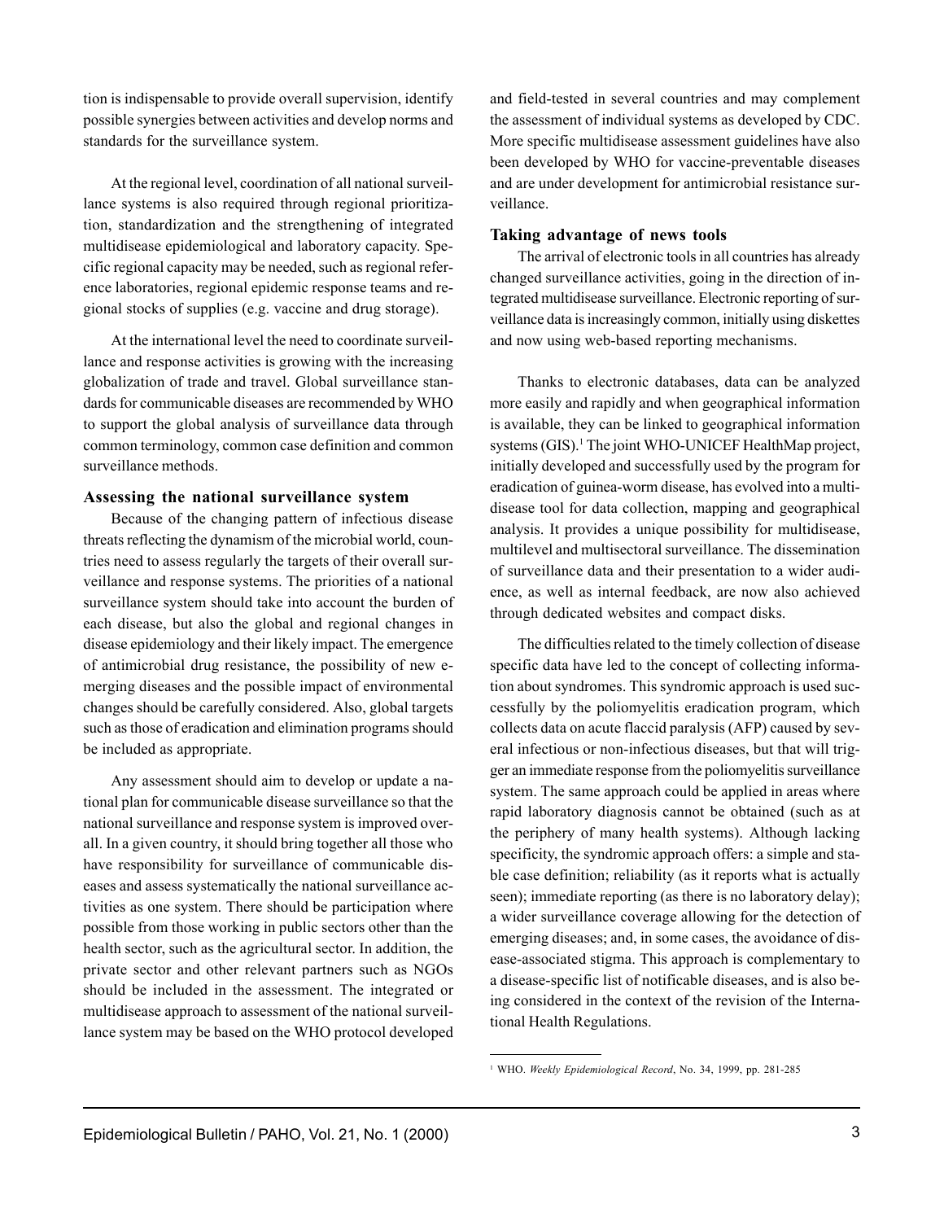tion is indispensable to provide overall supervision, identify possible synergies between activities and develop norms and standards for the surveillance system.

At the regional level, coordination of all national surveillance systems is also required through regional prioritization, standardization and the strengthening of integrated multidisease epidemiological and laboratory capacity. Specific regional capacity may be needed, such as regional reference laboratories, regional epidemic response teams and regional stocks of supplies (e.g. vaccine and drug storage).

At the international level the need to coordinate surveillance and response activities is growing with the increasing globalization of trade and travel. Global surveillance standards for communicable diseases are recommended by WHO to support the global analysis of surveillance data through common terminology, common case definition and common surveillance methods.

### Assessing the national surveillance system

Because of the changing pattern of infectious disease threats reflecting the dynamism of the microbial world, countries need to assess regularly the targets of their overall surveillance and response systems. The priorities of a national surveillance system should take into account the burden of each disease, but also the global and regional changes in disease epidemiology and their likely impact. The emergence of antimicrobial drug resistance, the possibility of new emerging diseases and the possible impact of environmental changes should be carefully considered. Also, global targets such as those of eradication and elimination programs should be included as appropriate.

Any assessment should aim to develop or update a national plan for communicable disease surveillance so that the national surveillance and response system is improved overall. In a given country, it should bring together all those who have responsibility for surveillance of communicable diseases and assess systematically the national surveillance activities as one system. There should be participation where possible from those working in public sectors other than the health sector, such as the agricultural sector. In addition, the private sector and other relevant partners such as NGOs should be included in the assessment. The integrated or multidisease approach to assessment of the national surveillance system may be based on the WHO protocol developed and field-tested in several countries and may complement the assessment of individual systems as developed by CDC. More specific multidisease assessment guidelines have also been developed by WHO for vaccine-preventable diseases and are under development for antimicrobial resistance surveillance.

### Taking advantage of news tools

The arrival of electronic tools in all countries has already changed surveillance activities, going in the direction of integrated multidisease surveillance. Electronic reporting of surveillance data is increasingly common, initially using diskettes and now using web-based reporting mechanisms.

Thanks to electronic databases, data can be analyzed more easily and rapidly and when geographical information is available, they can be linked to geographical information systems (GIS).[1] The joint WHO-UNICEF HealthMap project, initially developed and successfully used by the program for eradication of guinea-worm disease, has evolved into a multidisease tool for data collection, mapping and geographical analysis. It provides a unique possibility for multidisease, multilevel and multisectoral surveillance. The dissemination of surveillance data and their presentation to a wider audience, as well as internal feedback, are now also achieved through dedicated websites and compact disks.

The difficulties related to the timely collection of disease specific data have led to the concept of collecting information about syndromes. This syndromic approach is used successfully by the poliomyelitis eradication program, which collects data on acute flaccid paralysis (AFP) caused by several infectious or non-infectious diseases, but that will trigger an immediate response from the poliomyelitis surveillance system. The same approach could be applied in areas where rapid laboratory diagnosis cannot be obtained (such as at the periphery of many health systems). Although lacking specificity, the syndromic approach offers: a simple and stable case definition; reliability (as it reports what is actually seen); immediate reporting (as there is no laboratory delay); a wider surveillance coverage allowing for the detection of emerging diseases; and, in some cases, the avoidance of disease-associated stigma. This approach is complementary to a disease-specific list of notificable diseases, and is also being considered in the context of the revision of the International Health Regulations.

---

[1] WHO. *Weekly Epidemiological Record*, No. 34, 1999, pp. 281-285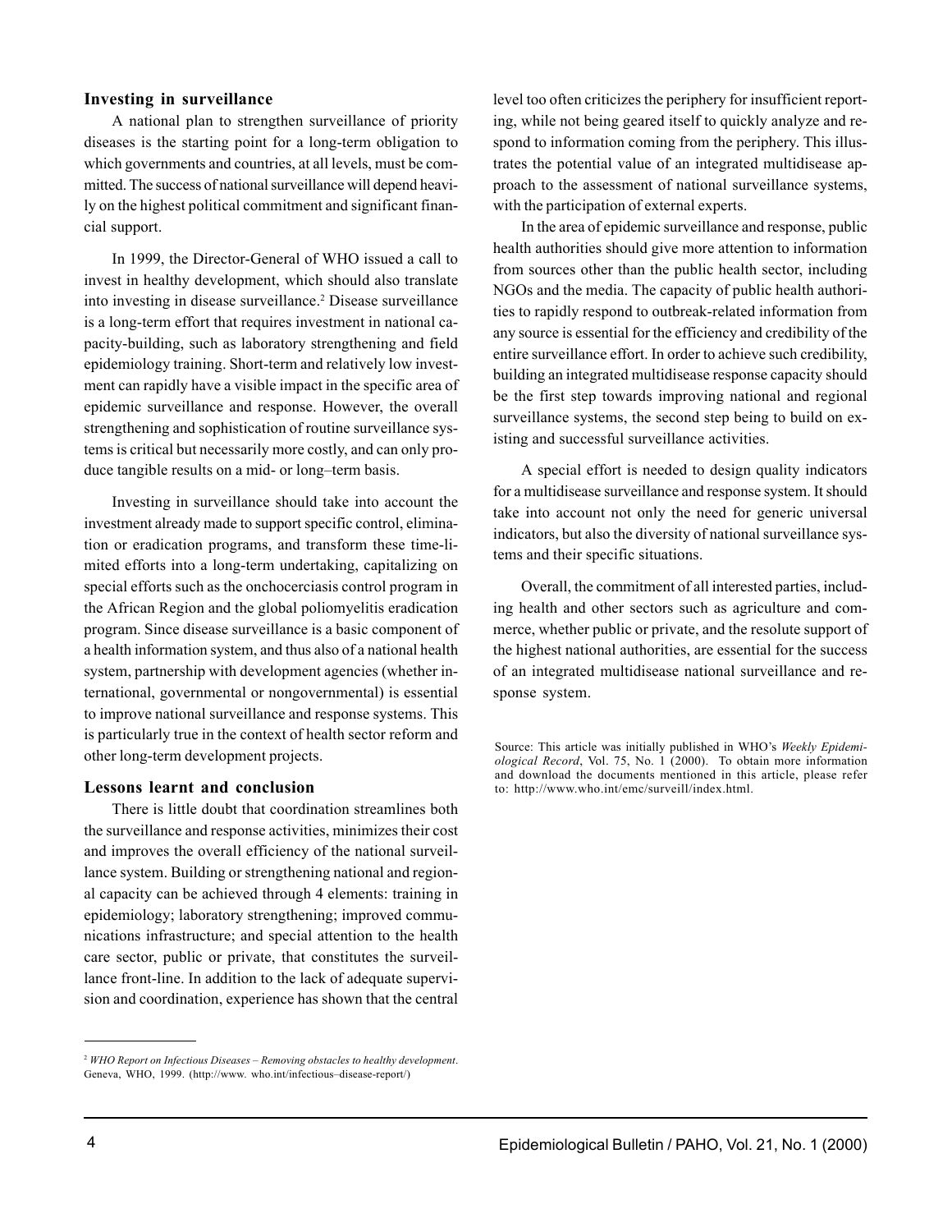### Investing in surveillance

A national plan to strengthen surveillance of priority diseases is the starting point for a long-term obligation to which governments and countries, at all levels, must be committed. The success of national surveillance will depend heavily on the highest political commitment and significant financial support.

In 1999, the Director-General of WHO issued a call to invest in healthy development, which should also translate into investing in disease surveillance.[2] Disease surveillance is a long-term effort that requires investment in national capacity-building, such as laboratory strengthening and field epidemiology training. Short-term and relatively low investment can rapidly have a visible impact in the specific area of epidemic surveillance and response. However, the overall strengthening and sophistication of routine surveillance systems is critical but necessarily more costly, and can only produce tangible results on a mid- or long–term basis.

Investing in surveillance should take into account the investment already made to support specific control, elimination or eradication programs, and transform these time-limited efforts into a long-term undertaking, capitalizing on special efforts such as the onchocerciasis control program in the African Region and the global poliomyelitis eradication program. Since disease surveillance is a basic component of a health information system, and thus also of a national health system, partnership with development agencies (whether international, governmental or nongovernmental) is essential to improve national surveillance and response systems. This is particularly true in the context of health sector reform and other long-term development projects.

### Lessons learnt and conclusion

There is little doubt that coordination streamlines both the surveillance and response activities, minimizes their cost and improves the overall efficiency of the national surveillance system. Building or strengthening national and regional capacity can be achieved through 4 elements: training in epidemiology; laboratory strengthening; improved communications infrastructure; and special attention to the health care sector, public or private, that constitutes the surveillance front-line. In addition to the lack of adequate supervision and coordination, experience has shown that the central level too often criticizes the periphery for insufficient reporting, while not being geared itself to quickly analyze and respond to information coming from the periphery. This illustrates the potential value of an integrated multidisease approach to the assessment of national surveillance systems, with the participation of external experts.

In the area of epidemic surveillance and response, public health authorities should give more attention to information from sources other than the public health sector, including NGOs and the media. The capacity of public health authorities to rapidly respond to outbreak-related information from any source is essential for the efficiency and credibility of the entire surveillance effort. In order to achieve such credibility, building an integrated multidisease response capacity should be the first step towards improving national and regional surveillance systems, the second step being to build on existing and successful surveillance activities.

A special effort is needed to design quality indicators for a multidisease surveillance and response system. It should take into account not only the need for generic universal indicators, but also the diversity of national surveillance systems and their specific situations.

Overall, the commitment of all interested parties, including health and other sectors such as agriculture and commerce, whether public or private, and the resolute support of the highest national authorities, are essential for the success of an integrated multidisease national surveillance and response system.

Source: This article was initially published in WHO's *Weekly Epidemiological Record*, Vol. 75, No. 1 (2000). To obtain more information and download the documents mentioned in this article, please refer to: http://www.who.int/emc/surveill/index.html.

---

[2] *WHO Report on Infectious Diseases – Removing obstacles to healthy development*. Geneva, WHO, 1999. (http://www. who.int/infectious–disease-report/)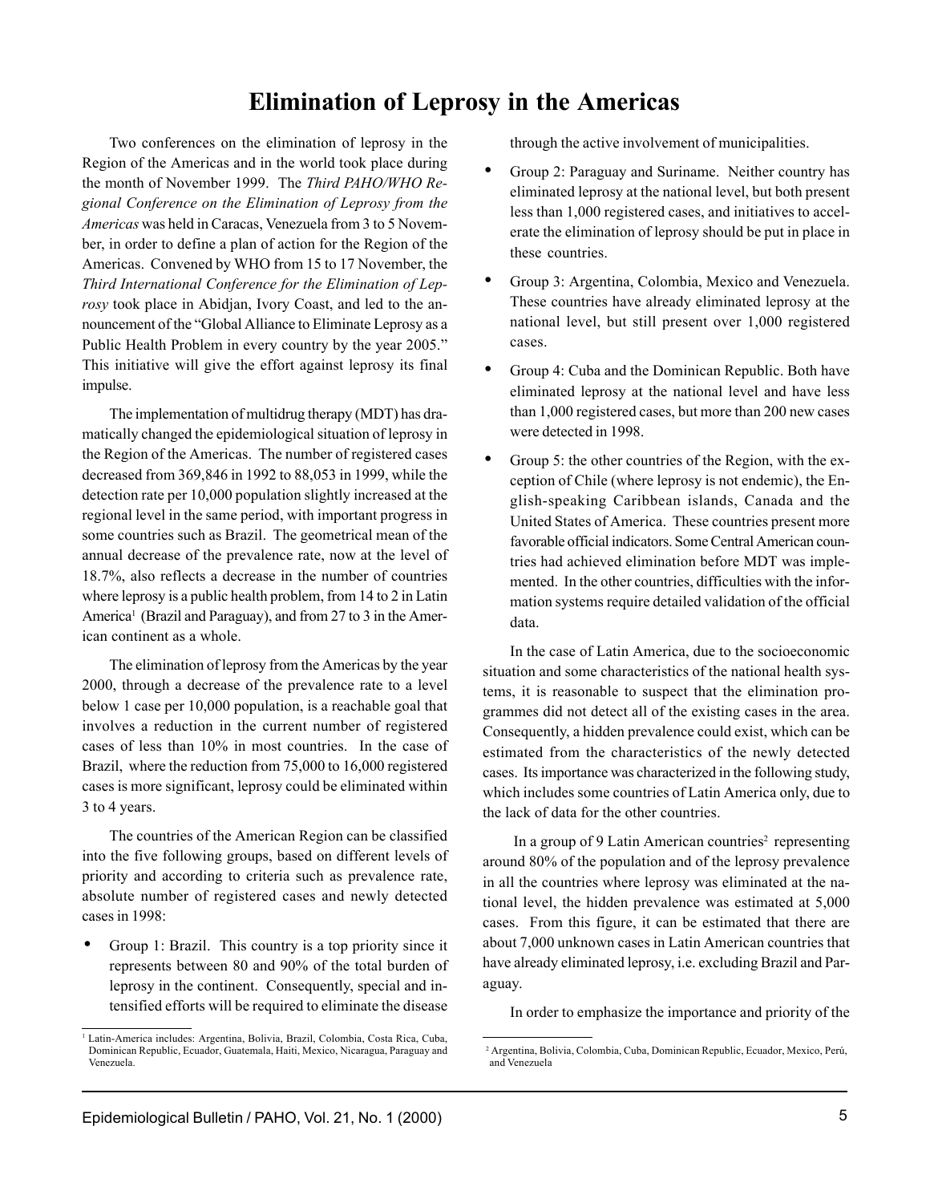# Elimination of Leprosy in the Americas

Two conferences on the elimination of leprosy in the Region of the Americas and in the world took place during the month of November 1999. The *Third PAHO/WHO Regional Conference on the Elimination of Leprosy from the Americas* was held in Caracas, Venezuela from 3 to 5 November, in order to define a plan of action for the Region of the Americas. Convened by WHO from 15 to 17 November, the *Third International Conference for the Elimination of Leprosy* took place in Abidjan, Ivory Coast, and led to the announcement of the "Global Alliance to Eliminate Leprosy as a Public Health Problem in every country by the year 2005." This initiative will give the effort against leprosy its final impulse.

The implementation of multidrug therapy (MDT) has dramatically changed the epidemiological situation of leprosy in the Region of the Americas. The number of registered cases decreased from 369,846 in 1992 to 88,053 in 1999, while the detection rate per 10,000 population slightly increased at the regional level in the same period, with important progress in some countries such as Brazil. The geometrical mean of the annual decrease of the prevalence rate, now at the level of 18.7%, also reflects a decrease in the number of countries where leprosy is a public health problem, from 14 to 2 in Latin America[1] (Brazil and Paraguay), and from 27 to 3 in the American continent as a whole.

The elimination of leprosy from the Americas by the year 2000, through a decrease of the prevalence rate to a level below 1 case per 10,000 population, is a reachable goal that involves a reduction in the current number of registered cases of less than 10% in most countries. In the case of Brazil, where the reduction from 75,000 to 16,000 registered cases is more significant, leprosy could be eliminated within 3 to 4 years.

The countries of the American Region can be classified into the five following groups, based on different levels of priority and according to criteria such as prevalence rate, absolute number of registered cases and newly detected cases in 1998:

- Group 1: Brazil. This country is a top priority since it represents between 80 and 90% of the total burden of leprosy in the continent. Consequently, special and intensified efforts will be required to eliminate the disease through the active involvement of municipalities.
- Group 2: Paraguay and Suriname. Neither country has eliminated leprosy at the national level, but both present less than 1,000 registered cases, and initiatives to accelerate the elimination of leprosy should be put in place in these countries.
- Group 3: Argentina, Colombia, Mexico and Venezuela. These countries have already eliminated leprosy at the national level, but still present over 1,000 registered cases.
- Group 4: Cuba and the Dominican Republic. Both have eliminated leprosy at the national level and have less than 1,000 registered cases, but more than 200 new cases were detected in 1998.
- Group 5: the other countries of the Region, with the exception of Chile (where leprosy is not endemic), the English-speaking Caribbean islands, Canada and the United States of America. These countries present more favorable official indicators. Some Central American countries had achieved elimination before MDT was implemented. In the other countries, difficulties with the information systems require detailed validation of the official data.

In the case of Latin America, due to the socioeconomic situation and some characteristics of the national health systems, it is reasonable to suspect that the elimination programmes did not detect all of the existing cases in the area. Consequently, a hidden prevalence could exist, which can be estimated from the characteristics of the newly detected cases. Its importance was characterized in the following study, which includes some countries of Latin America only, due to the lack of data for the other countries.

In a group of 9 Latin American countries[2] representing around 80% of the population and of the leprosy prevalence in all the countries where leprosy was eliminated at the national level, the hidden prevalence was estimated at 5,000 cases. From this figure, it can be estimated that there are about 7,000 unknown cases in Latin American countries that have already eliminated leprosy, i.e. excluding Brazil and Paraguay.

In order to emphasize the importance and priority of the

[1] Latin-America includes: Argentina, Bolivia, Brazil, Colombia, Costa Rica, Cuba, Dominican Republic, Ecuador, Guatemala, Haiti, Mexico, Nicaragua, Paraguay and Venezuela.

[2] Argentina, Bolivia, Colombia, Cuba, Dominican Republic, Ecuador, Mexico, Perú, and Venezuela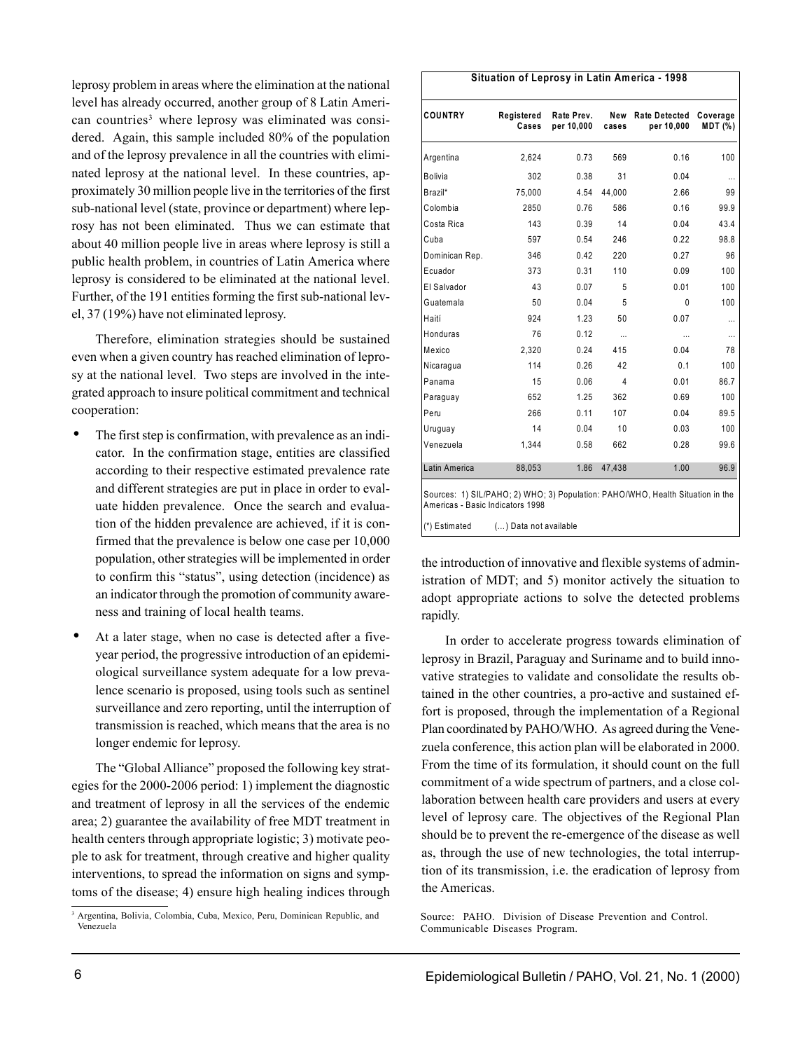leprosy problem in areas where the elimination at the national level has already occurred, another group of 8 Latin American countries[3] where leprosy was eliminated was considered. Again, this sample included 80% of the population and of the leprosy prevalence in all the countries with eliminated leprosy at the national level. In these countries, approximately 30 million people live in the territories of the first sub-national level (state, province or department) where leprosy has not been eliminated. Thus we can estimate that about 40 million people live in areas where leprosy is still a public health problem, in countries of Latin America where leprosy is considered to be eliminated at the national level. Further, of the 191 entities forming the first sub-national level, 37 (19%) have not eliminated leprosy.

Therefore, elimination strategies should be sustained even when a given country has reached elimination of leprosy at the national level. Two steps are involved in the integrated approach to insure political commitment and technical cooperation:

- The first step is confirmation, with prevalence as an indicator. In the confirmation stage, entities are classified according to their respective estimated prevalence rate and different strategies are put in place in order to evaluate hidden prevalence. Once the search and evaluation of the hidden prevalence are achieved, if it is confirmed that the prevalence is below one case per 10,000 population, other strategies will be implemented in order to confirm this "status", using detection (incidence) as an indicator through the promotion of community awareness and training of local health teams.
- At a later stage, when no case is detected after a five-year period, the progressive introduction of an epidemiological surveillance system adequate for a low prevalence scenario is proposed, using tools such as sentinel surveillance and zero reporting, until the interruption of transmission is reached, which means that the area is no longer endemic for leprosy.

The "Global Alliance" proposed the following key strategies for the 2000-2006 period: 1) implement the diagnostic and treatment of leprosy in all the services of the endemic area; 2) guarantee the availability of free MDT treatment in health centers through appropriate logistic; 3) motivate people to ask for treatment, through creative and higher quality interventions, to spread the information on signs and symptoms of the disease; 4) ensure high healing indices through the introduction of innovative and flexible systems of administration of MDT; and 5) monitor actively the situation to adopt appropriate actions to solve the detected problems rapidly.

**Situation of Leprosy in Latin America - 1998**

| COUNTRY | Registered Cases | Rate Prev. per 10,000 | New cases | Rate Detected per 10,000 | Coverage MDT (%) |
|---|---|---|---|---|---|
| Argentina | 2,624 | 0.73 | 569 | 0.16 | 100 |
| Bolivia | 302 | 0.38 | 31 | 0.04 | ... |
| Brazil* | 75,000 | 4.54 | 44,000 | 2.66 | 99 |
| Colombia | 2850 | 0.76 | 586 | 0.16 | 99.9 |
| Costa Rica | 143 | 0.39 | 14 | 0.04 | 43.4 |
| Cuba | 597 | 0.54 | 246 | 0.22 | 98.8 |
| Dominican Rep. | 346 | 0.42 | 220 | 0.27 | 96 |
| Ecuador | 373 | 0.31 | 110 | 0.09 | 100 |
| El Salvador | 43 | 0.07 | 5 | 0.01 | 100 |
| Guatemala | 50 | 0.04 | 5 | 0 | 100 |
| Haiti | 924 | 1.23 | 50 | 0.07 | ... |
| Honduras | 76 | 0.12 | ... | ... | ... |
| Mexico | 2,320 | 0.24 | 415 | 0.04 | 78 |
| Nicaragua | 114 | 0.26 | 42 | 0.1 | 100 |
| Panama | 15 | 0.06 | 4 | 0.01 | 86.7 |
| Paraguay | 652 | 1.25 | 362 | 0.69 | 100 |
| Peru | 266 | 0.11 | 107 | 0.04 | 89.5 |
| Uruguay | 14 | 0.04 | 10 | 0.03 | 100 |
| Venezuela | 1,344 | 0.58 | 662 | 0.28 | 99.6 |
| Latin America | 88,053 | 1.86 | 47,438 | 1.00 | 96.9 |

Sources: 1) SIL/PAHO; 2) WHO; 3) Population: PAHO/WHO, Health Situation in the Americas - Basic Indicators 1998

(*) Estimated (...) Data not available

In order to accelerate progress towards elimination of leprosy in Brazil, Paraguay and Suriname and to build innovative strategies to validate and consolidate the results obtained in the other countries, a pro-active and sustained effort is proposed, through the implementation of a Regional Plan coordinated by PAHO/WHO. As agreed during the Venezuela conference, this action plan will be elaborated in 2000. From the time of its formulation, it should count on the full commitment of a wide spectrum of partners, and a close collaboration between health care providers and users at every level of leprosy care. The objectives of the Regional Plan should be to prevent the re-emergence of the disease as well as, through the use of new technologies, the total interruption of its transmission, i.e. the eradication of leprosy from the Americas.

Source: PAHO. Division of Disease Prevention and Control. Communicable Diseases Program.

[3] Argentina, Bolivia, Colombia, Cuba, Mexico, Peru, Dominican Republic, and Venezuela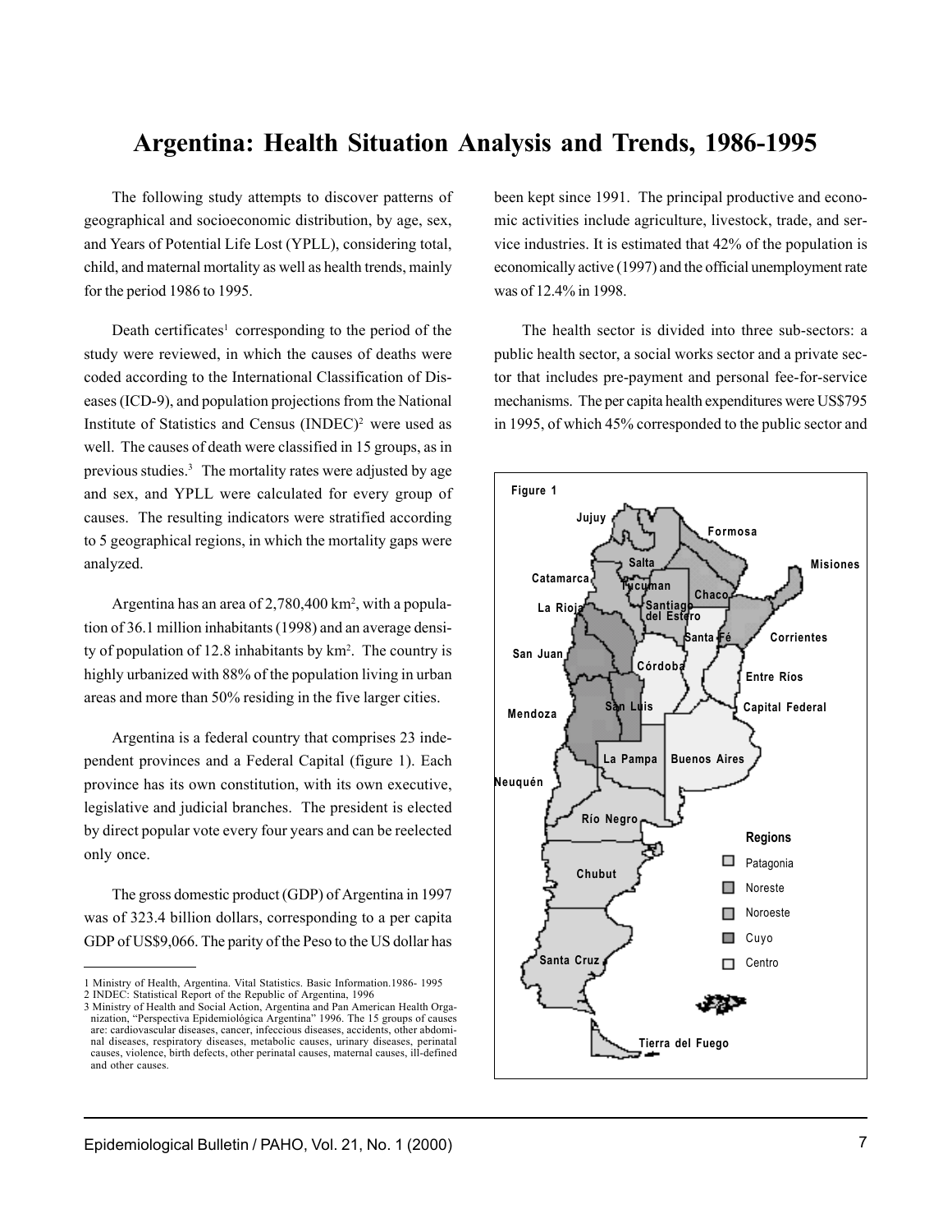# Argentina: Health Situation Analysis and Trends, 1986-1995

The following study attempts to discover patterns of geographical and socioeconomic distribution, by age, sex, and Years of Potential Life Lost (YPLL), considering total, child, and maternal mortality as well as health trends, mainly for the period 1986 to 1995.

Death certificates[1] corresponding to the period of the study were reviewed, in which the causes of deaths were coded according to the International Classification of Diseases (ICD-9), and population projections from the National Institute of Statistics and Census (INDEC)[2] were used as well. The causes of death were classified in 15 groups, as in previous studies.[3] The mortality rates were adjusted by age and sex, and YPLL were calculated for every group of causes. The resulting indicators were stratified according to 5 geographical regions, in which the mortality gaps were analyzed.

Argentina has an area of 2,780,400 km$^2$, with a population of 36.1 million inhabitants (1998) and an average density of population of 12.8 inhabitants by km$^2$. The country is highly urbanized with 88% of the population living in urban areas and more than 50% residing in the five larger cities.

Argentina is a federal country that comprises 23 independent provinces and a Federal Capital (figure 1). Each province has its own constitution, with its own executive, legislative and judicial branches. The president is elected by direct popular vote every four years and can be reelected only once.

The gross domestic product (GDP) of Argentina in 1997 was of 323.4 billion dollars, corresponding to a per capita GDP of US$9,066. The parity of the Peso to the US dollar has been kept since 1991. The principal productive and economic activities include agriculture, livestock, trade, and service industries. It is estimated that 42% of the population is economically active (1997) and the official unemployment rate was of 12.4% in 1998.

The health sector is divided into three sub-sectors: a public health sector, a social works sector and a private sector that includes pre-payment and personal fee-for-service mechanisms. The per capita health expenditures were US$795 in 1995, of which 45% corresponded to the public sector and

Figure 1

Jujuy
Formosa
Salta
Misiones
Catamarca
Tucuman
Chaco
La Rioja
Santiago del Estero
Santa Fé
Corrientes
San Juan
Córdoba
Entre Ríos
San Luis
Capital Federal
Mendoza
La Pampa
Buenos Aires
Neuquén
Río Negro
Chubut
Santa Cruz
Tierra del Fuego

Regions
Patagonia
Noreste
Noroeste
Cuyo
Centro

---

1 Ministry of Health, Argentina. Vital Statistics. Basic Information.1986- 1995

2 INDEC: Statistical Report of the Republic of Argentina, 1996

3 Ministry of Health and Social Action, Argentina and Pan American Health Organization, "Perspectiva Epidemiológica Argentina" 1996. The 15 groups of causes are: cardiovascular diseases, cancer, infeccious diseases, accidents, other abdominal diseases, respiratory diseases, metabolic causes, urinary diseases, perinatal causes, violence, birth defects, other perinatal causes, maternal causes, ill-defined and other causes.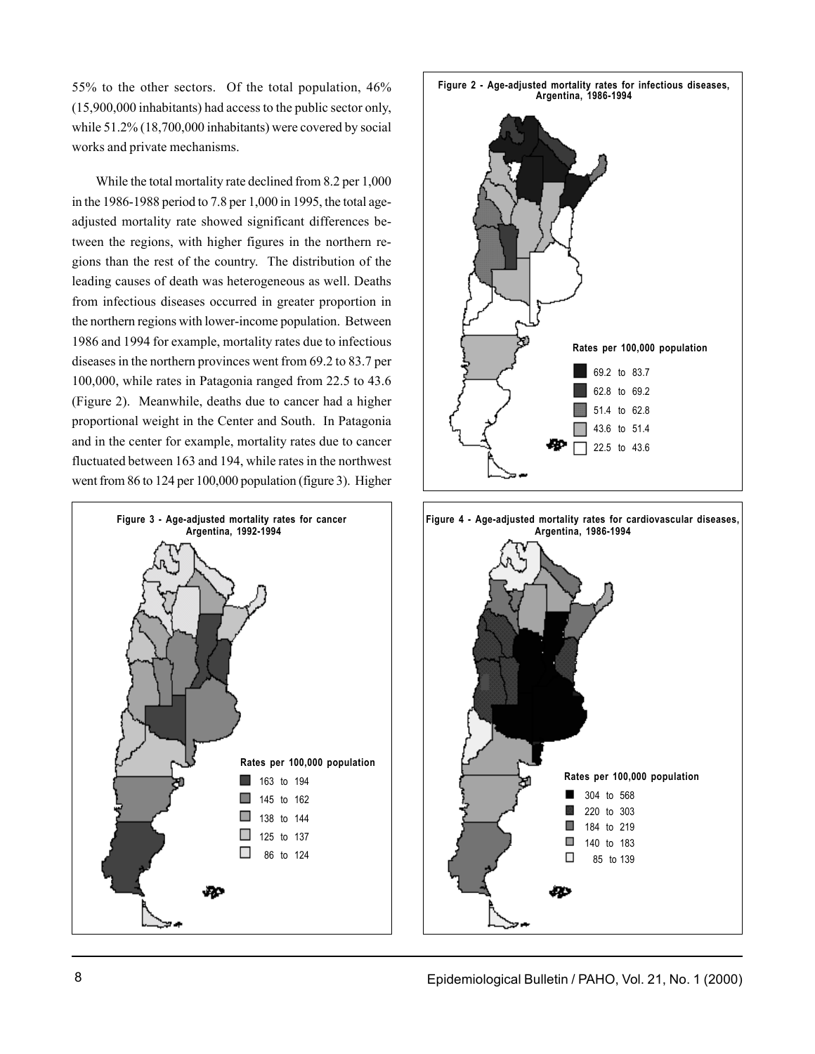55% to the other sectors. Of the total population, 46% (15,900,000 inhabitants) had access to the public sector only, while 51.2% (18,700,000 inhabitants) were covered by social works and private mechanisms.

While the total mortality rate declined from 8.2 per 1,000 in the 1986-1988 period to 7.8 per 1,000 in 1995, the total age-adjusted mortality rate showed significant differences between the regions, with higher figures in the northern regions than the rest of the country. The distribution of the leading causes of death was heterogeneous as well. Deaths from infectious diseases occurred in greater proportion in the northern regions with lower-income population. Between 1986 and 1994 for example, mortality rates due to infectious diseases in the northern provinces went from 69.2 to 83.7 per 100,000, while rates in Patagonia ranged from 22.5 to 43.6 (Figure 2). Meanwhile, deaths due to cancer had a higher proportional weight in the Center and South. In Patagonia and in the center for example, mortality rates due to cancer fluctuated between 163 and 194, while rates in the northwest went from 86 to 124 per 100,000 population (figure 3). Higher

**Figure 2 - Age-adjusted mortality rates for infectious diseases, Argentina, 1986-1994**

Rates per 100,000 population

69.2 to 83.7

62.8 to 69.2

51.4 to 62.8

43.6 to 51.4

22.5 to 43.6

**Figure 3 - Age-adjusted mortality rates for cancer Argentina, 1992-1994**

Rates per 100,000 population

163 to 194

145 to 162

138 to 144

125 to 137

86 to 124

**Figure 4 - Age-adjusted mortality rates for cardiovascular diseases, Argentina, 1986-1994**

Rates per 100,000 population

304 to 568

220 to 303

184 to 219

140 to 183

85 to 139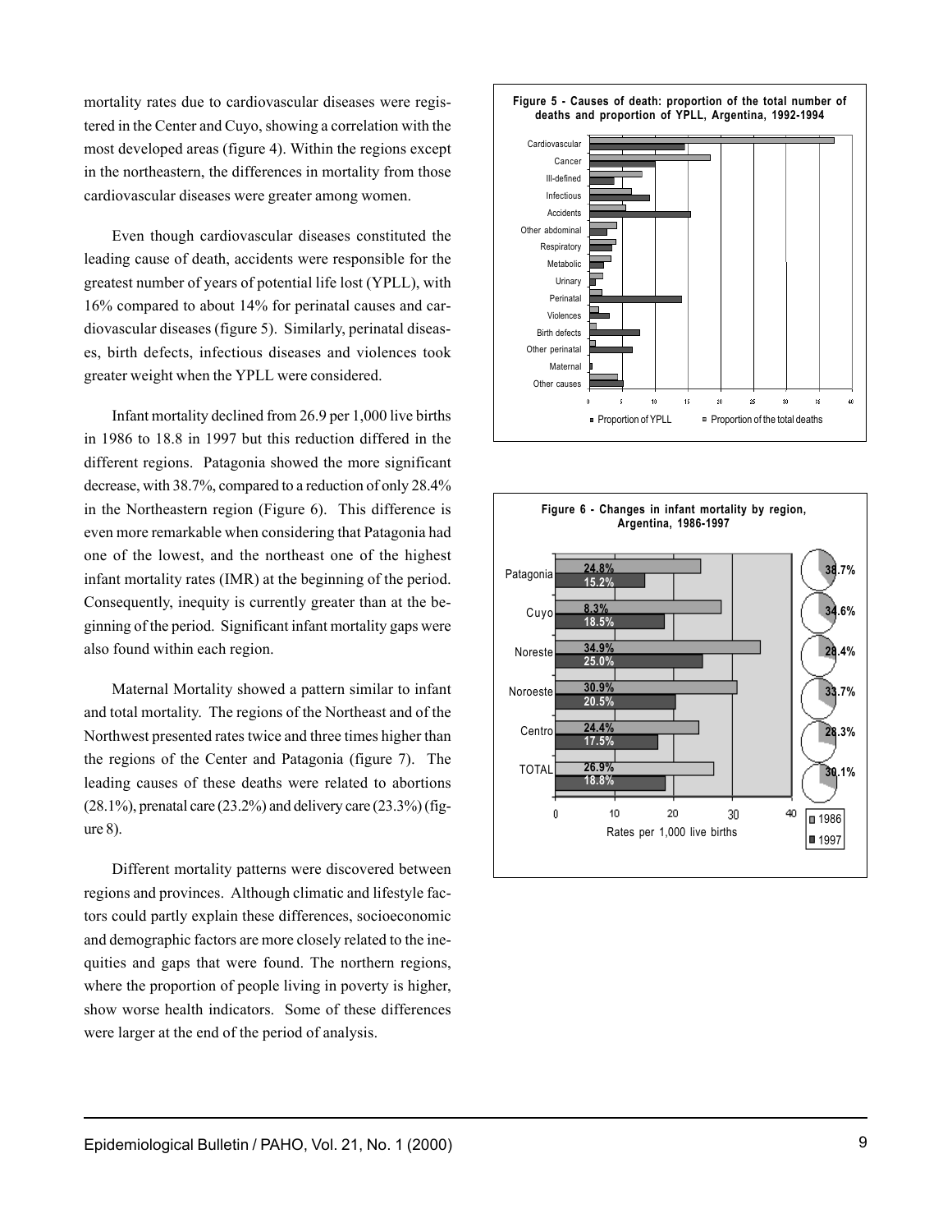mortality rates due to cardiovascular diseases were registered in the Center and Cuyo, showing a correlation with the most developed areas (figure 4). Within the regions except in the northeastern, the differences in mortality from those cardiovascular diseases were greater among women.

Even though cardiovascular diseases constituted the leading cause of death, accidents were responsible for the greatest number of years of potential life lost (YPLL), with 16% compared to about 14% for perinatal causes and cardiovascular diseases (figure 5). Similarly, perinatal diseases, birth defects, infectious diseases and violences took greater weight when the YPLL were considered.

Infant mortality declined from 26.9 per 1,000 live births in 1986 to 18.8 in 1997 but this reduction differed in the different regions. Patagonia showed the more significant decrease, with 38.7%, compared to a reduction of only 28.4% in the Northeastern region (Figure 6). This difference is even more remarkable when considering that Patagonia had one of the lowest, and the northeast one of the highest infant mortality rates (IMR) at the beginning of the period. Consequently, inequity is currently greater than at the beginning of the period. Significant infant mortality gaps were also found within each region.

Maternal Mortality showed a pattern similar to infant and total mortality. The regions of the Northeast and of the Northwest presented rates twice and three times higher than the regions of the Center and Patagonia (figure 7). The leading causes of these deaths were related to abortions (28.1%), prenatal care (23.2%) and delivery care (23.3%) (figure 8).

Different mortality patterns were discovered between regions and provinces. Although climatic and lifestyle factors could partly explain these differences, socioeconomic and demographic factors are more closely related to the inequities and gaps that were found. The northern regions, where the proportion of people living in poverty is higher, show worse health indicators. Some of these differences were larger at the end of the period of analysis.

**Figure 5 - Causes of death: proportion of the total number of deaths and proportion of YPLL, Argentina, 1992-1994**

Cardiovascular
Cancer
Ill-defined
Infectious
Accidents
Other abdominal
Respiratory
Metabolic
Urinary
Perinatal
Violences
Birth defects
Other perinatal
Maternal
Other causes

0 5 10 15 20 25 30 35 40

Proportion of YPLL
Proportion of the total deaths

**Figure 6 - Changes in infant mortality by region, Argentina, 1986-1997**

Patagonia 24.8% 15.2% 38.7%
Cuyo 8.3% 18.5% 34.6%
Noreste 34.9% 25.0% 28.4%
Noroeste 30.9% 20.5% 33.7%
Centro 24.4% 17.5% 28.3%
TOTAL 26.9% 18.8% 30.1%

0 10 20 30 40

Rates per 1,000 live births

1986
1997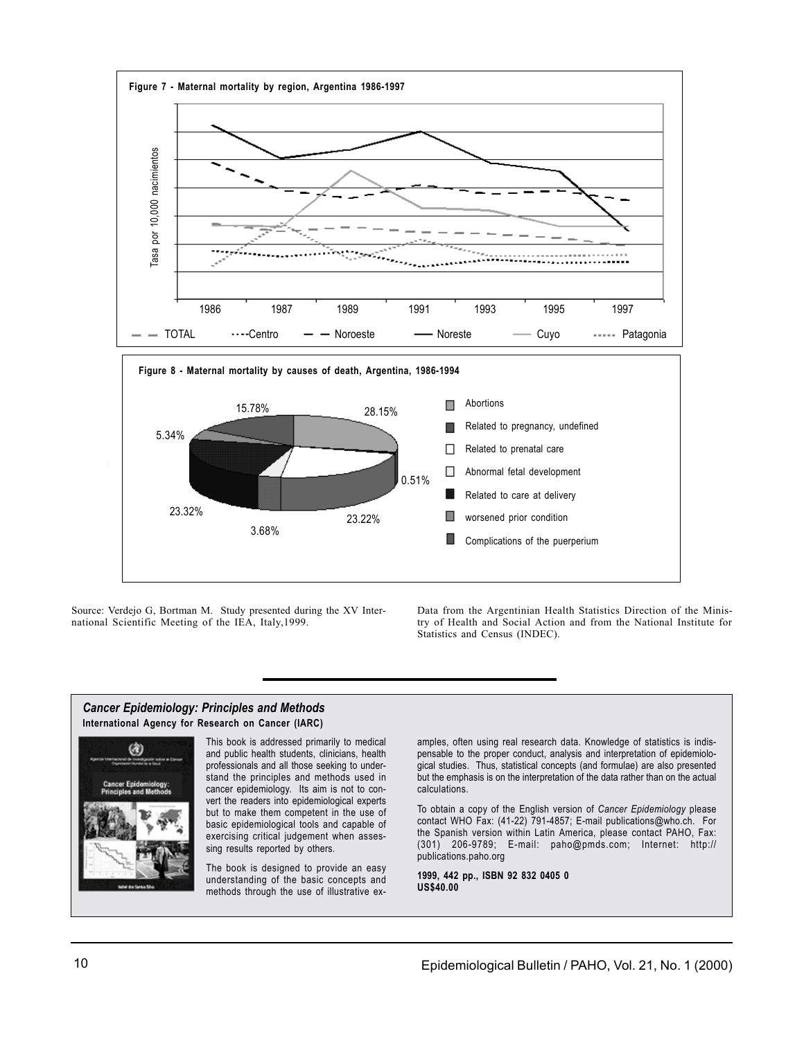**Figure 7 - Maternal mortality by region, Argentina 1986-1997**

Tasa por 10,000 nacimientos

1986
1987
1989
1991
1993
1995
1997

TOTAL
Centro
Noroeste
Noreste
Cuyo
Patagonia

**Figure 8 - Maternal mortality by causes of death, Argentina, 1986-1994**

15.78%
28.15%
5.34%
0.51%
23.32%
23.22%
3.68%

Abortions
Related to pregnancy, undefined
Related to prenatal care
Abnormal fetal development
Related to care at delivery
worsened prior condition
Complications of the puerperium

Source: Verdejo G, Bortman M. Study presented during the XV International Scientific Meeting of the IEA, Italy,1999.

Data from the Argentinian Health Statistics Direction of the Ministry of Health and Social Action and from the National Institute for Statistics and Census (INDEC).

---

### *Cancer Epidemiology: Principles and Methods*

**International Agency for Research on Cancer (IARC)**

This book is addressed primarily to medical and public health students, clinicians, health professionals and all those seeking to understand the principles and methods used in cancer epidemiology. Its aim is not to convert the readers into epidemiological experts but to make them competent in the use of basic epidemiological tools and capable of exercising critical judgement when assessing results reported by others.

The book is designed to provide an easy understanding of the basic concepts and methods through the use of illustrative examples, often using real research data. Knowledge of statistics is indispensable to the proper conduct, analysis and interpretation of epidemiological studies. Thus, statistical concepts (and formulae) are also presented but the emphasis is on the interpretation of the data rather than on the actual calculations.

To obtain a copy of the English version of *Cancer Epidemiology* please contact WHO Fax: (41-22) 791-4857; E-mail publications@who.ch. For the Spanish version within Latin America, please contact PAHO, Fax: (301) 206-9789; E-mail: paho@pmds.com; Internet: http://publications.paho.org

**1999, 442 pp., ISBN 92 832 0405 0**
**US$40.00**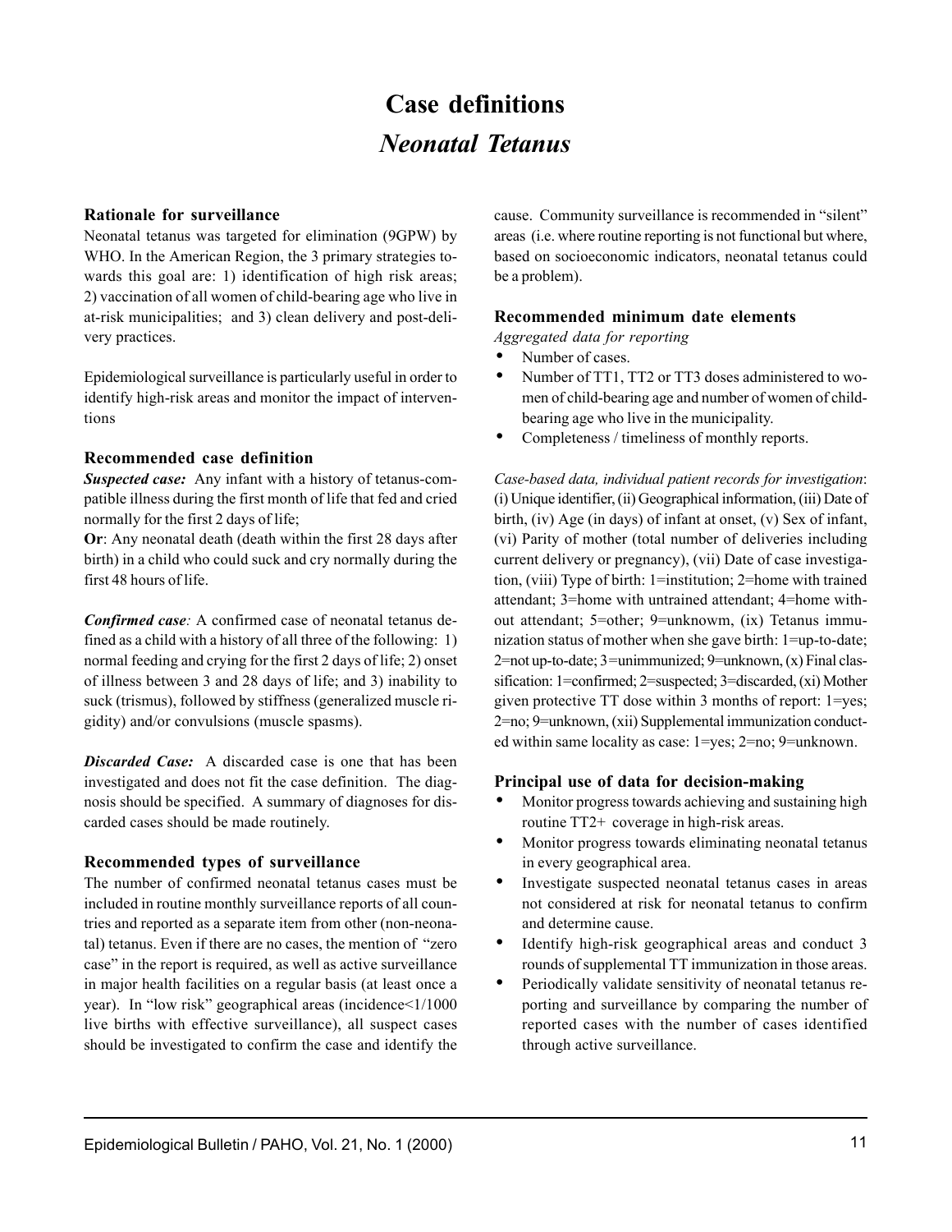# Case definitions

## *Neonatal Tetanus*

### Rationale for surveillance

Neonatal tetanus was targeted for elimination (9GPW) by WHO. In the American Region, the 3 primary strategies towards this goal are: 1) identification of high risk areas; 2) vaccination of all women of child-bearing age who live in at-risk municipalities; and 3) clean delivery and post-delivery practices.

Epidemiological surveillance is particularly useful in order to identify high-risk areas and monitor the impact of interventions

### Recommended case definition

***Suspected case:*** Any infant with a history of tetanus-compatible illness during the first month of life that fed and cried normally for the first 2 days of life;

**Or**: Any neonatal death (death within the first 28 days after birth) in a child who could suck and cry normally during the first 48 hours of life.

***Confirmed case**:* A confirmed case of neonatal tetanus defined as a child with a history of all three of the following: 1) normal feeding and crying for the first 2 days of life; 2) onset of illness between 3 and 28 days of life; and 3) inability to suck (trismus), followed by stiffness (generalized muscle rigidity) and/or convulsions (muscle spasms).

***Discarded Case:*** A discarded case is one that has been investigated and does not fit the case definition. The diagnosis should be specified. A summary of diagnoses for discarded cases should be made routinely.

### Recommended types of surveillance

The number of confirmed neonatal tetanus cases must be included in routine monthly surveillance reports of all countries and reported as a separate item from other (non-neonatal) tetanus. Even if there are no cases, the mention of "zero case" in the report is required, as well as active surveillance in major health facilities on a regular basis (at least once a year). In "low risk" geographical areas (incidence<1/1000 live births with effective surveillance), all suspect cases should be investigated to confirm the case and identify the cause. Community surveillance is recommended in "silent" areas (i.e. where routine reporting is not functional but where, based on socioeconomic indicators, neonatal tetanus could be a problem).

### Recommended minimum date elements

*Aggregated data for reporting*

- Number of cases.
- Number of TT1, TT2 or TT3 doses administered to women of child-bearing age and number of women of child-bearing age who live in the municipality.
- Completeness / timeliness of monthly reports.

*Case-based data, individual patient records for investigation*: (i) Unique identifier, (ii) Geographical information, (iii) Date of birth, (iv) Age (in days) of infant at onset, (v) Sex of infant, (vi) Parity of mother (total number of deliveries including current delivery or pregnancy), (vii) Date of case investigation, (viii) Type of birth: 1=institution; 2=home with trained attendant; 3=home with untrained attendant; 4=home without attendant; 5=other; 9=unknowm, (ix) Tetanus immunization status of mother when she gave birth: 1=up-to-date; 2=not up-to-date; 3=unimmunized; 9=unknown, (x) Final classification: 1=confirmed; 2=suspected; 3=discarded, (xi) Mother given protective TT dose within 3 months of report: 1=yes; 2=no; 9=unknown, (xii) Supplemental immunization conducted within same locality as case: 1=yes; 2=no; 9=unknown.

### Principal use of data for decision-making

- Monitor progress towards achieving and sustaining high routine TT2+ coverage in high-risk areas.
- Monitor progress towards eliminating neonatal tetanus in every geographical area.
- Investigate suspected neonatal tetanus cases in areas not considered at risk for neonatal tetanus to confirm and determine cause.
- Identify high-risk geographical areas and conduct 3 rounds of supplemental TT immunization in those areas.
- Periodically validate sensitivity of neonatal tetanus reporting and surveillance by comparing the number of reported cases with the number of cases identified through active surveillance.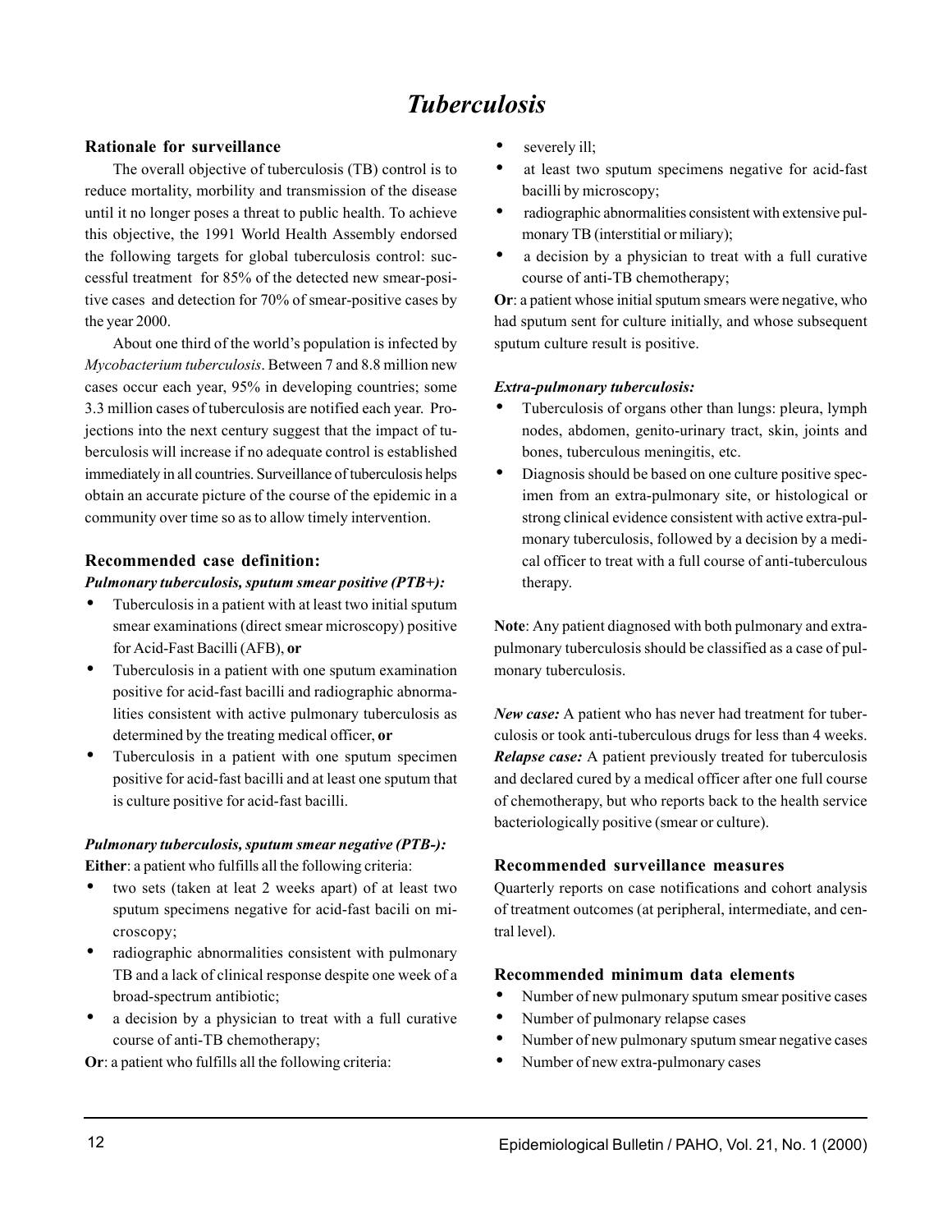# Tuberculosis

## Rationale for surveillance

The overall objective of tuberculosis (TB) control is to reduce mortality, morbidity and transmission of the disease until it no longer poses a threat to public health. To achieve this objective, the 1991 World Health Assembly endorsed the following targets for global tuberculosis control: successful treatment for 85% of the detected new smear-positive cases and detection for 70% of smear-positive cases by the year 2000.

About one third of the world's population is infected by *Mycobacterium tuberculosis*. Between 7 and 8.8 million new cases occur each year, 95% in developing countries; some 3.3 million cases of tuberculosis are notified each year. Projections into the next century suggest that the impact of tuberculosis will increase if no adequate control is established immediately in all countries. Surveillance of tuberculosis helps obtain an accurate picture of the course of the epidemic in a community over time so as to allow timely intervention.

## Recommended case definition:

***Pulmonary tuberculosis, sputum smear positive (PTB+):***

- Tuberculosis in a patient with at least two initial sputum smear examinations (direct smear microscopy) positive for Acid-Fast Bacilli (AFB), **or**
- Tuberculosis in a patient with one sputum examination positive for acid-fast bacilli and radiographic abnormalities consistent with active pulmonary tuberculosis as determined by the treating medical officer, **or**
- Tuberculosis in a patient with one sputum specimen positive for acid-fast bacilli and at least one sputum that is culture positive for acid-fast bacilli.

***Pulmonary tuberculosis, sputum smear negative (PTB-):***

**Either**: a patient who fulfills all the following criteria:

- two sets (taken at leat 2 weeks apart) of at least two sputum specimens negative for acid-fast bacili on microscopy;
- radiographic abnormalities consistent with pulmonary TB and a lack of clinical response despite one week of a broad-spectrum antibiotic;
- a decision by a physician to treat with a full curative course of anti-TB chemotherapy;

**Or**: a patient who fulfills all the following criteria:

- severely ill;
- at least two sputum specimens negative for acid-fast bacilli by microscopy;
- radiographic abnormalities consistent with extensive pulmonary TB (interstitial or miliary);
- a decision by a physician to treat with a full curative course of anti-TB chemotherapy;

**Or**: a patient whose initial sputum smears were negative, who had sputum sent for culture initially, and whose subsequent sputum culture result is positive.

***Extra-pulmonary tuberculosis:***

- Tuberculosis of organs other than lungs: pleura, lymph nodes, abdomen, genito-urinary tract, skin, joints and bones, tuberculous meningitis, etc.
- Diagnosis should be based on one culture positive specimen from an extra-pulmonary site, or histological or strong clinical evidence consistent with active extra-pulmonary tuberculosis, followed by a decision by a medical officer to treat with a full course of anti-tuberculous therapy.

**Note**: Any patient diagnosed with both pulmonary and extra-pulmonary tuberculosis should be classified as a case of pulmonary tuberculosis.

***New case:*** A patient who has never had treatment for tuberculosis or took anti-tuberculous drugs for less than 4 weeks.
***Relapse case:*** A patient previously treated for tuberculosis and declared cured by a medical officer after one full course of chemotherapy, but who reports back to the health service bacteriologically positive (smear or culture).

## Recommended surveillance measures

Quarterly reports on case notifications and cohort analysis of treatment outcomes (at peripheral, intermediate, and central level).

## Recommended minimum data elements

- Number of new pulmonary sputum smear positive cases
- Number of pulmonary relapse cases
- Number of new pulmonary sputum smear negative cases
- Number of new extra-pulmonary cases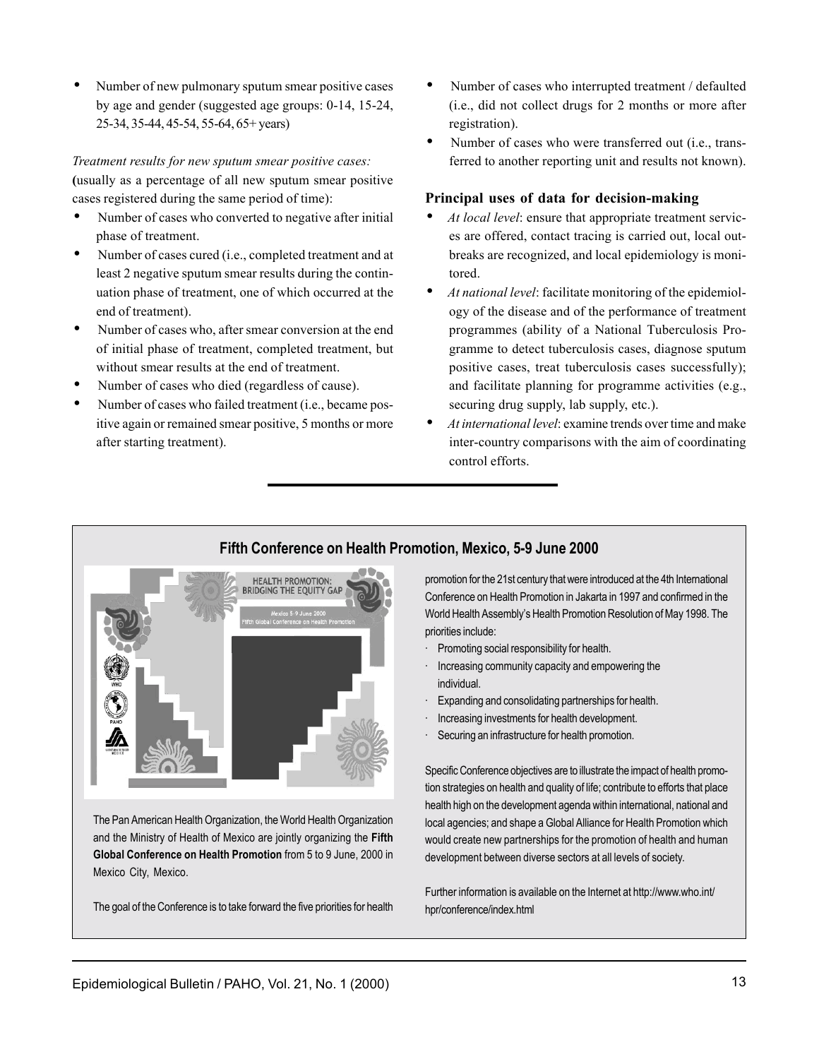- Number of new pulmonary sputum smear positive cases by age and gender (suggested age groups: 0-14, 15-24, 25-34, 35-44, 45-54, 55-64, 65+ years)

*Treatment results for new sputum smear positive cases:*
(usually as a percentage of all new sputum smear positive cases registered during the same period of time):

- Number of cases who converted to negative after initial phase of treatment.
- Number of cases cured (i.e., completed treatment and at least 2 negative sputum smear results during the continuation phase of treatment, one of which occurred at the end of treatment).
- Number of cases who, after smear conversion at the end of initial phase of treatment, completed treatment, but without smear results at the end of treatment.
- Number of cases who died (regardless of cause).
- Number of cases who failed treatment (i.e., became positive again or remained smear positive, 5 months or more after starting treatment).
- Number of cases who interrupted treatment / defaulted (i.e., did not collect drugs for 2 months or more after registration).
- Number of cases who were transferred out (i.e., transferred to another reporting unit and results not known).

### Principal uses of data for decision-making

- *At local level*: ensure that appropriate treatment services are offered, contact tracing is carried out, local outbreaks are recognized, and local epidemiology is monitored.
- *At national level*: facilitate monitoring of the epidemiology of the disease and of the performance of treatment programmes (ability of a National Tuberculosis Programme to detect tuberculosis cases, diagnose sputum positive cases, treat tuberculosis cases successfully); and facilitate planning for programme activities (e.g., securing drug supply, lab supply, etc.).
- *At international level*: examine trends over time and make inter-country comparisons with the aim of coordinating control efforts.

---

## Fifth Conference on Health Promotion, Mexico, 5-9 June 2000

HEALTH PROMOTION: BRIDGING THE EQUITY GAP

Mexico 5-9 June 2000
Fifth Global Conference on Health Promotion

The Pan American Health Organization, the World Health Organization and the Ministry of Health of Mexico are jointly organizing the **Fifth Global Conference on Health Promotion** from 5 to 9 June, 2000 in Mexico City, Mexico.

The goal of the Conference is to take forward the five priorities for health promotion for the 21st century that were introduced at the 4th International Conference on Health Promotion in Jakarta in 1997 and confirmed in the World Health Assembly's Health Promotion Resolution of May 1998. The priorities include:

- Promoting social responsibility for health.
- Increasing community capacity and empowering the individual.
- Expanding and consolidating partnerships for health.
- Increasing investments for health development.
- Securing an infrastructure for health promotion.

Specific Conference objectives are to illustrate the impact of health promotion strategies on health and quality of life; contribute to efforts that place health high on the development agenda within international, national and local agencies; and shape a Global Alliance for Health Promotion which would create new partnerships for the promotion of health and human development between diverse sectors at all levels of society.

Further information is available on the Internet at http://www.who.int/hpr/conference/index.html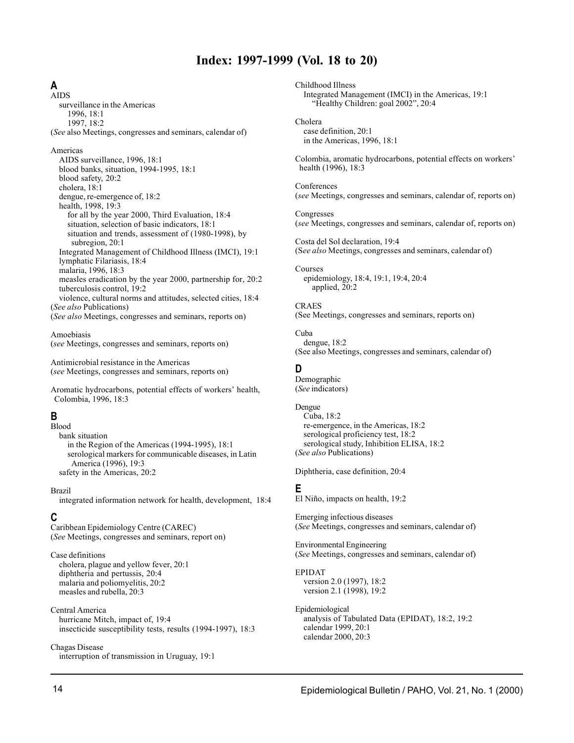# Index: 1997-1999 (Vol. 18 to 20)

## A

AIDS
- surveillance in the Americas
  - 1996, 18:1
  - 1997, 18:2

(*See* also Meetings, congresses and seminars, calendar of)

Americas
- AIDS surveillance, 1996, 18:1
- blood banks, situation, 1994-1995, 18:1
- blood safety, 20:2
- cholera, 18:1
- dengue, re-emergence of, 18:2
- health, 1998, 19:3
  - for all by the year 2000, Third Evaluation, 18:4
  - situation, selection of basic indicators, 18:1
  - situation and trends, assessment of (1980-1998), by subregion, 20:1
- Integrated Management of Childhood Illness (IMCI), 19:1
- lymphatic Filariasis, 18:4
- malaria, 1996, 18:3
- measles eradication by the year 2000, partnership for, 20:2
- tuberculosis control, 19:2
- violence, cultural norms and attitudes, selected cities, 18:4

(*See also* Publications)
(*See also* Meetings, congresses and seminars, reports on)

Amoebiasis
(*see* Meetings, congresses and seminars, reports on)

Antimicrobial resistance in the Americas
(*see* Meetings, congresses and seminars, reports on)

Aromatic hydrocarbons, potential effects of workers' health, Colombia, 1996, 18:3

## B

Blood
- bank situation
  - in the Region of the Americas (1994-1995), 18:1
  - serological markers for communicable diseases, in Latin America (1996), 19:3
- safety in the Americas, 20:2

Brazil
- integrated information network for health, development, 18:4

## C

Caribbean Epidemiology Centre (CAREC)
(*See* Meetings, congresses and seminars, report on)

Case definitions
- cholera, plague and yellow fever, 20:1
- diphtheria and pertussis, 20:4
- malaria and poliomyelitis, 20:2
- measles and rubella, 20:3

Central America
- hurricane Mitch, impact of, 19:4
- insecticide susceptibility tests, results (1994-1997), 18:3

Chagas Disease
- interruption of transmission in Uruguay, 19:1

Childhood Illness
- Integrated Management (IMCI) in the Americas, 19:1
  - "Healthy Children: goal 2002", 20:4

Cholera
- case definition, 20:1
- in the Americas, 1996, 18:1

Colombia, aromatic hydrocarbons, potential effects on workers' health (1996), 18:3

Conferences
(*see* Meetings, congresses and seminars, calendar of, reports on)

Congresses
(*see* Meetings, congresses and seminars, calendar of, reports on)

Costa del Sol declaration, 19:4
(S*ee also* Meetings, congresses and seminars, calendar of)

Courses
- epidemiology, 18:4, 19:1, 19:4, 20:4
  - applied, 20:2

CRAES
(See Meetings, congresses and seminars, reports on)

Cuba
- dengue, 18:2

(See also Meetings, congresses and seminars, calendar of)

## D

Demographic
(*See* indicators)

Dengue
- Cuba, 18:2
- re-emergence, in the Americas, 18:2
- serological proficiency test, 18:2
- serological study, Inhibition ELISA, 18:2

(*See also* Publications)

Diphtheria, case definition, 20:4

## E

El Niño, impacts on health, 19:2

Emerging infectious diseases
(*See* Meetings, congresses and seminars, calendar of)

Environmental Engineering
(*See* Meetings, congresses and seminars, calendar of)

EPIDAT
- version 2.0 (1997), 18:2
- version 2.1 (1998), 19:2

Epidemiological
- analysis of Tabulated Data (EPIDAT), 18:2, 19:2
- calendar 1999, 20:1
- calendar 2000, 20:3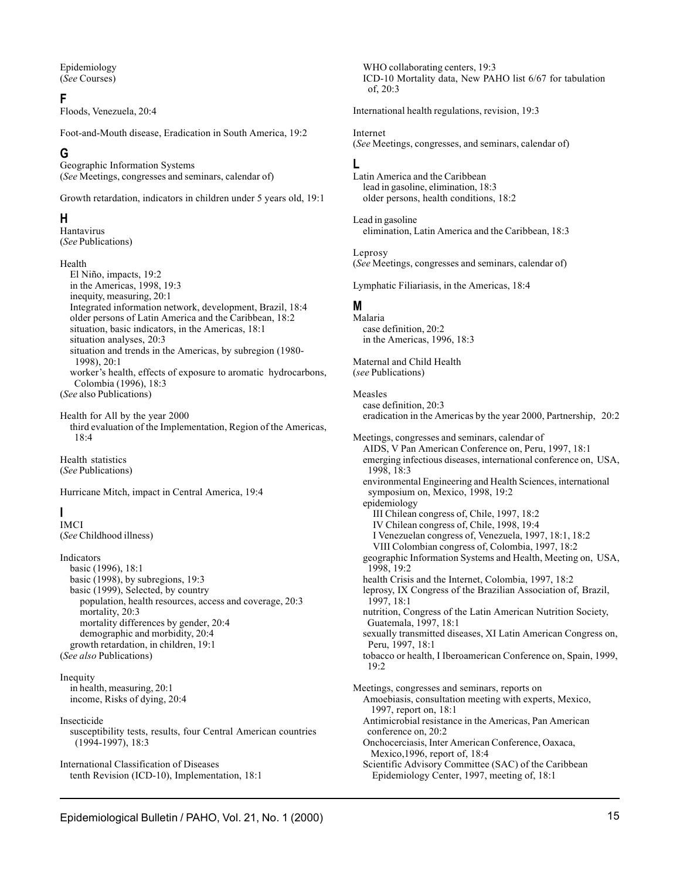Epidemiology
(*See* Courses)

## F

Floods, Venezuela, 20:4

Foot-and-Mouth disease, Eradication in South America, 19:2

## G

Geographic Information Systems
(*See* Meetings, congresses and seminars, calendar of)

Growth retardation, indicators in children under 5 years old, 19:1

## H

Hantavirus
(*See* Publications)

Health
- El Niño, impacts, 19:2
- in the Americas, 1998, 19:3
- inequity, measuring, 20:1
- Integrated information network, development, Brazil, 18:4
- older persons of Latin America and the Caribbean, 18:2
- situation, basic indicators, in the Americas, 18:1
- situation analyses, 20:3
- situation and trends in the Americas, by subregion (1980-1998), 20:1
- worker's health, effects of exposure to aromatic hydrocarbons, Colombia (1996), 18:3

(*See* also Publications)

Health for All by the year 2000
- third evaluation of the Implementation, Region of the Americas, 18:4

Health statistics
(*See* Publications)

Hurricane Mitch, impact in Central America, 19:4

## I

IMCI
(*See* Childhood illness)

Indicators
- basic (1996), 18:1
- basic (1998), by subregions, 19:3
- basic (1999), Selected, by country
  - population, health resources, access and coverage, 20:3
  - mortality, 20:3
  - mortality differences by gender, 20:4
  - demographic and morbidity, 20:4
- growth retardation, in children, 19:1

(*See also* Publications)

Inequity
- in health, measuring, 20:1
- income, Risks of dying, 20:4

Insecticide
- susceptibility tests, results, four Central American countries (1994-1997), 18:3

International Classification of Diseases
- tenth Revision (ICD-10), Implementation, 18:1
- WHO collaborating centers, 19:3
- ICD-10 Mortality data, New PAHO list 6/67 for tabulation of, 20:3

International health regulations, revision, 19:3

Internet
(*See* Meetings, congresses, and seminars, calendar of)

## L

Latin America and the Caribbean
- lead in gasoline, elimination, 18:3
- older persons, health conditions, 18:2

Lead in gasoline
- elimination, Latin America and the Caribbean, 18:3

Leprosy
(*See* Meetings, congresses and seminars, calendar of)

Lymphatic Filiariasis, in the Americas, 18:4

## M

Malaria
- case definition, 20:2
- in the Americas, 1996, 18:3

Maternal and Child Health
(*see* Publications)

Measles
- case definition, 20:3
- eradication in the Americas by the year 2000, Partnership, 20:2

Meetings, congresses and seminars, calendar of
- AIDS, V Pan American Conference on, Peru, 1997, 18:1
- emerging infectious diseases, international conference on, USA, 1998, 18:3
- environmental Engineering and Health Sciences, international symposium on, Mexico, 1998, 19:2
- epidemiology
  - III Chilean congress of, Chile, 1997, 18:2
  - IV Chilean congress of, Chile, 1998, 19:4
  - I Venezuelan congress of, Venezuela, 1997, 18:1, 18:2
  - VIII Colombian congress of, Colombia, 1997, 18:2
- geographic Information Systems and Health, Meeting on, USA, 1998, 19:2
- health Crisis and the Internet, Colombia, 1997, 18:2
- leprosy, IX Congress of the Brazilian Association of, Brazil, 1997, 18:1
- nutrition, Congress of the Latin American Nutrition Society, Guatemala, 1997, 18:1
- sexually transmitted diseases, XI Latin American Congress on, Peru, 1997, 18:1
- tobacco or health, I Iberoamerican Conference on, Spain, 1999, 19:2

Meetings, congresses and seminars, reports on
- Amoebiasis, consultation meeting with experts, Mexico, 1997, report on, 18:1
- Antimicrobial resistance in the Americas, Pan American conference on, 20:2
- Onchocerciasis, Inter American Conference, Oaxaca, Mexico,1996, report of, 18:4
- Scientific Advisory Committee (SAC) of the Caribbean Epidemiology Center, 1997, meeting of, 18:1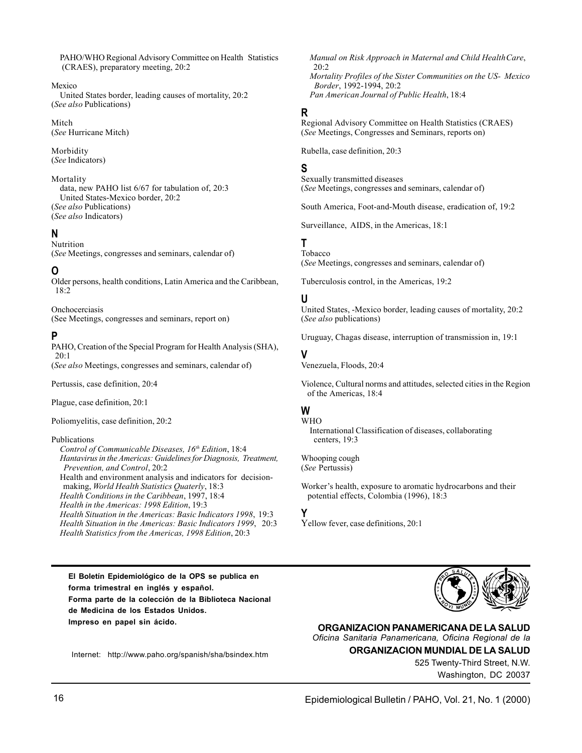PAHO/WHO Regional Advisory Committee on Health Statistics (CRAES), preparatory meeting, 20:2

Mexico
United States border, leading causes of mortality, 20:2
(*See also* Publications)

Mitch
(*See* Hurricane Mitch)

Morbidity
(*See* Indicators)

Mortality
data, new PAHO list 6/67 for tabulation of, 20:3
United States-Mexico border, 20:2
(*See also* Publications)
(*See also* Indicators)

## N

Nutrition
(*See* Meetings, congresses and seminars, calendar of)

## O

Older persons, health conditions, Latin America and the Caribbean, 18:2

Onchocerciasis
(See Meetings, congresses and seminars, report on)

## P

PAHO, Creation of the Special Program for Health Analysis (SHA), 20:1
(*See also* Meetings, congresses and seminars, calendar of)

Pertussis, case definition, 20:4

Plague, case definition, 20:1

Poliomyelitis, case definition, 20:2

Publications
*Control of Communicable Diseases, 16th Edition*, 18:4
*Hantavirus in the Americas: Guidelines for Diagnosis, Treatment, Prevention, and Control*, 20:2
Health and environment analysis and indicators for decision-making, *World Health Statistics Quaterly*, 18:3
*Health Conditions in the Caribbean*, 1997, 18:4
*Health in the Americas: 1998 Edition*, 19:3
*Health Situation in the Americas: Basic Indicators 1998*, 19:3
*Health Situation in the Americas: Basic Indicators 1999*, 20:3
*Health Statistics from the Americas, 1998 Edition*, 20:3
*Manual on Risk Approach in Maternal and Child Health Care*, 20:2
*Mortality Profiles of the Sister Communities on the US- Mexico Border*, 1992-1994, 20:2
*Pan American Journal of Public Health*, 18:4

## R

Regional Advisory Committee on Health Statistics (CRAES)
(*See* Meetings, Congresses and Seminars, reports on)

Rubella, case definition, 20:3

## S

Sexually transmitted diseases
(*See* Meetings, congresses and seminars, calendar of)

South America, Foot-and-Mouth disease, eradication of, 19:2

Surveillance, AIDS, in the Americas, 18:1

## T

Tobacco
(*See* Meetings, congresses and seminars, calendar of)

Tuberculosis control, in the Americas, 19:2

## U

United States, -Mexico border, leading causes of mortality, 20:2
(*See also* publications)

Uruguay, Chagas disease, interruption of transmission in, 19:1

## V

Venezuela, Floods, 20:4

Violence, Cultural norms and attitudes, selected cities in the Region of the Americas, 18:4

## W

WHO
International Classification of diseases, collaborating centers, 19:3

Whooping cough
(*See* Pertussis)

Worker's health, exposure to aromatic hydrocarbons and their potential effects, Colombia (1996), 18:3

## Y

Yellow fever, case definitions, 20:1

---

**El Boletín Epidemiológico de la OPS se publica en forma trimestral en inglés y español.**
**Forma parte de la colección de la Biblioteca Nacional de Medicina de los Estados Unidos.**
**Impreso en papel sin ácido.**

Internet: http://www.paho.org/spanish/sha/bsindex.htm

**ORGANIZACION PANAMERICANA DE LA SALUD**
*Oficina Sanitaria Panamericana, Oficina Regional de la*
**ORGANIZACION MUNDIAL DE LA SALUD**
525 Twenty-Third Street, N.W.
Washington, DC 20037